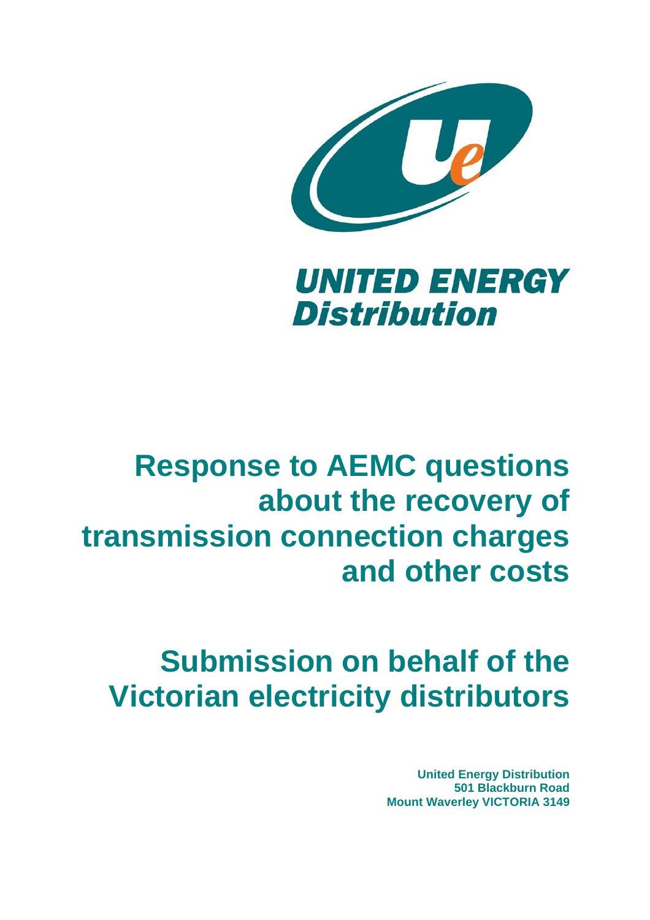**UNITED ENERGY**
***Distribution***

# Response to AEMC questions about the recovery of transmission connection charges and other costs

# Submission on behalf of the Victorian electricity distributors

**United Energy Distribution**
**501 Blackburn Road**
**Mount Waverley VICTORIA 3149**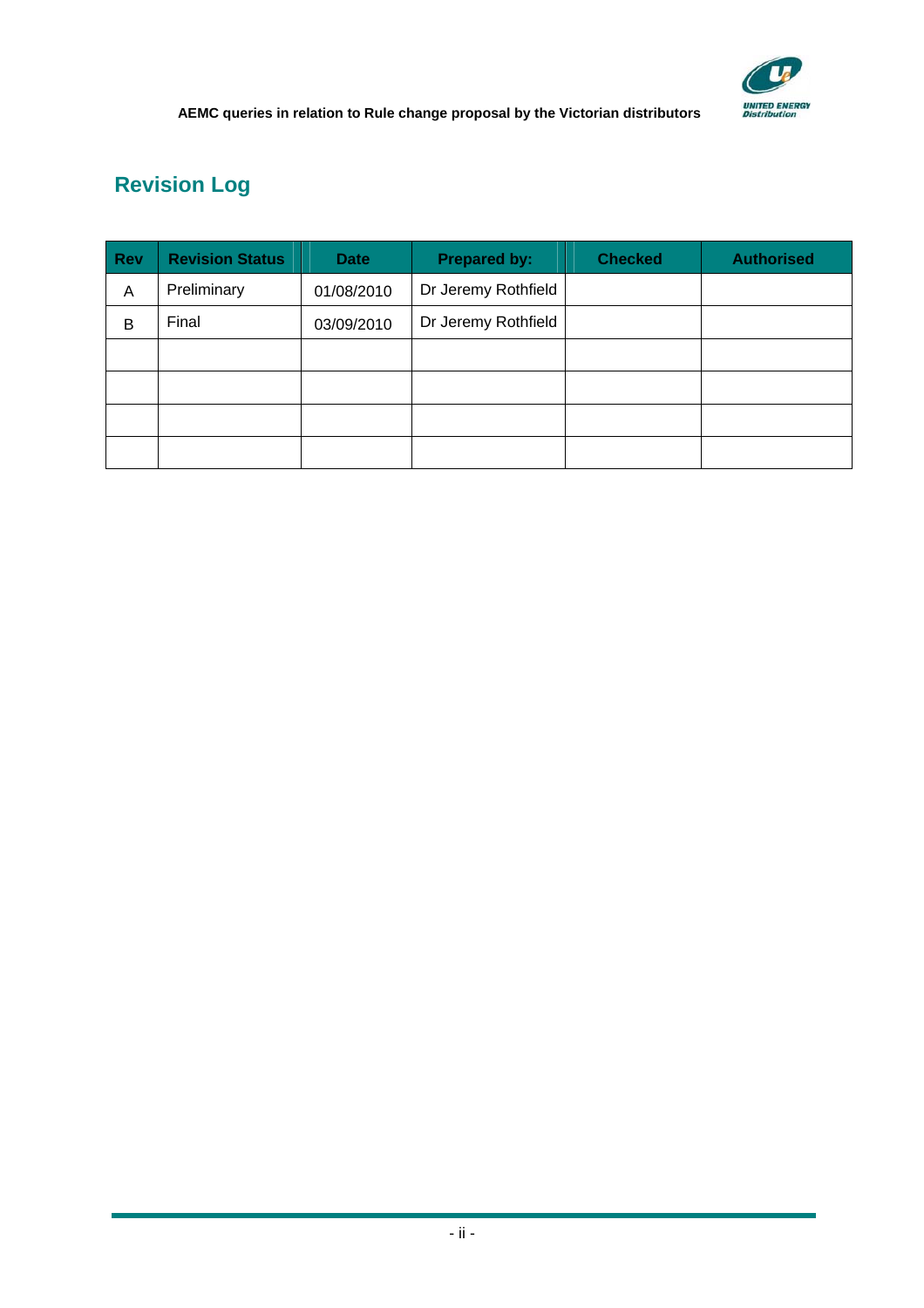## Revision Log

| Rev | Revision Status | Date | Prepared by: | Checked | Authorised |
|---|---|---|---|---|---|
| A | Preliminary | 01/08/2010 | Dr Jeremy Rothfield | | |
| B | Final | 03/09/2010 | Dr Jeremy Rothfield | | |
| | | | | | |
| | | | | | |
| | | | | | |
| | | | | | |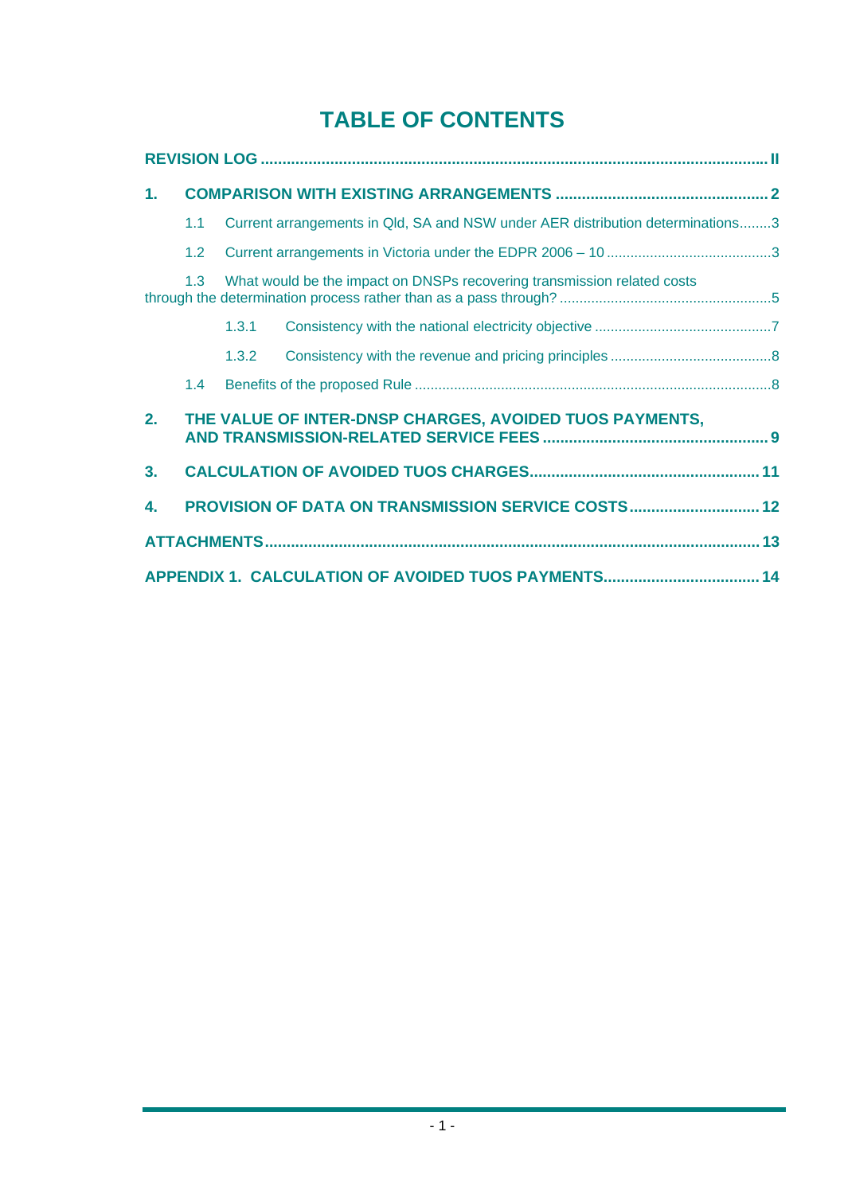# TABLE OF CONTENTS

**REVISION LOG** ..... II

**1. COMPARISON WITH EXISTING ARRANGEMENTS** ..... 2

- 1.1 Current arrangements in Qld, SA and NSW under AER distribution determinations ..... 3
- 1.2 Current arrangements in Victoria under the EDPR 2006 – 10 ..... 3
- 1.3 What would be the impact on DNSPs recovering transmission related costs through the determination process rather than as a pass through? ..... 5
  - 1.3.1 Consistency with the national electricity objective ..... 7
  - 1.3.2 Consistency with the revenue and pricing principles ..... 8
- 1.4 Benefits of the proposed Rule ..... 8

**2. THE VALUE OF INTER-DNSP CHARGES, AVOIDED TUOS PAYMENTS, AND TRANSMISSION-RELATED SERVICE FEES** ..... 9

**3. CALCULATION OF AVOIDED TUOS CHARGES** ..... 11

**4. PROVISION OF DATA ON TRANSMISSION SERVICE COSTS** ..... 12

**ATTACHMENTS** ..... 13

**APPENDIX 1. CALCULATION OF AVOIDED TUOS PAYMENTS** ..... 14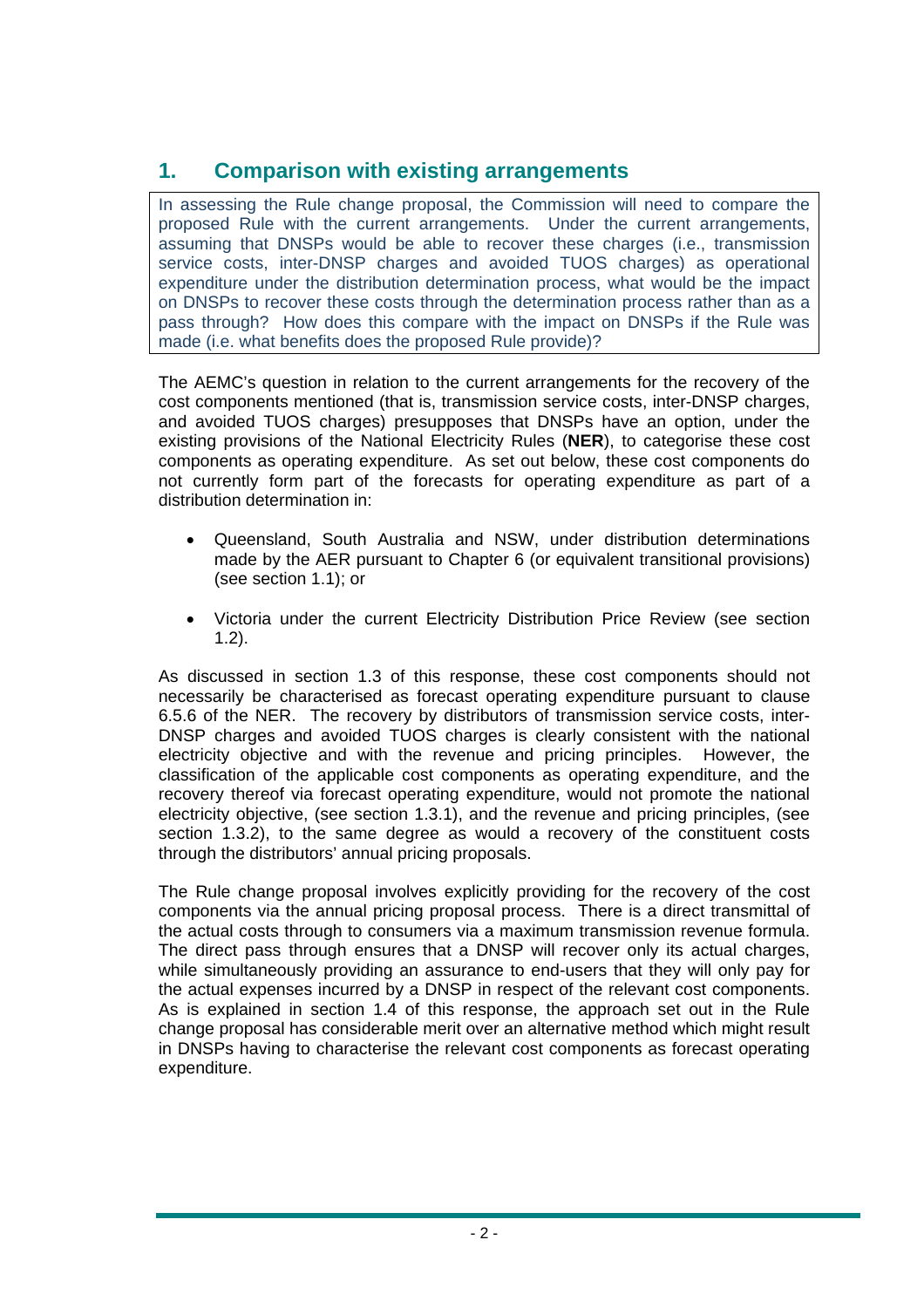## 1. Comparison with existing arrangements

> In assessing the Rule change proposal, the Commission will need to compare the proposed Rule with the current arrangements. Under the current arrangements, assuming that DNSPs would be able to recover these charges (i.e., transmission service costs, inter-DNSP charges and avoided TUOS charges) as operational expenditure under the distribution determination process, what would be the impact on DNSPs to recover these costs through the determination process rather than as a pass through? How does this compare with the impact on DNSPs if the Rule was made (i.e. what benefits does the proposed Rule provide)?

The AEMC's question in relation to the current arrangements for the recovery of the cost components mentioned (that is, transmission service costs, inter-DNSP charges, and avoided TUOS charges) presupposes that DNSPs have an option, under the existing provisions of the National Electricity Rules (**NER**), to categorise these cost components as operating expenditure. As set out below, these cost components do not currently form part of the forecasts for operating expenditure as part of a distribution determination in:

- Queensland, South Australia and NSW, under distribution determinations made by the AER pursuant to Chapter 6 (or equivalent transitional provisions) (see section 1.1); or
- Victoria under the current Electricity Distribution Price Review (see section 1.2).

As discussed in section 1.3 of this response, these cost components should not necessarily be characterised as forecast operating expenditure pursuant to clause 6.5.6 of the NER. The recovery by distributors of transmission service costs, inter-DNSP charges and avoided TUOS charges is clearly consistent with the national electricity objective and with the revenue and pricing principles. However, the classification of the applicable cost components as operating expenditure, and the recovery thereof via forecast operating expenditure, would not promote the national electricity objective, (see section 1.3.1), and the revenue and pricing principles, (see section 1.3.2), to the same degree as would a recovery of the constituent costs through the distributors' annual pricing proposals.

The Rule change proposal involves explicitly providing for the recovery of the cost components via the annual pricing proposal process. There is a direct transmittal of the actual costs through to consumers via a maximum transmission revenue formula. The direct pass through ensures that a DNSP will recover only its actual charges, while simultaneously providing an assurance to end-users that they will only pay for the actual expenses incurred by a DNSP in respect of the relevant cost components. As is explained in section 1.4 of this response, the approach set out in the Rule change proposal has considerable merit over an alternative method which might result in DNSPs having to characterise the relevant cost components as forecast operating expenditure.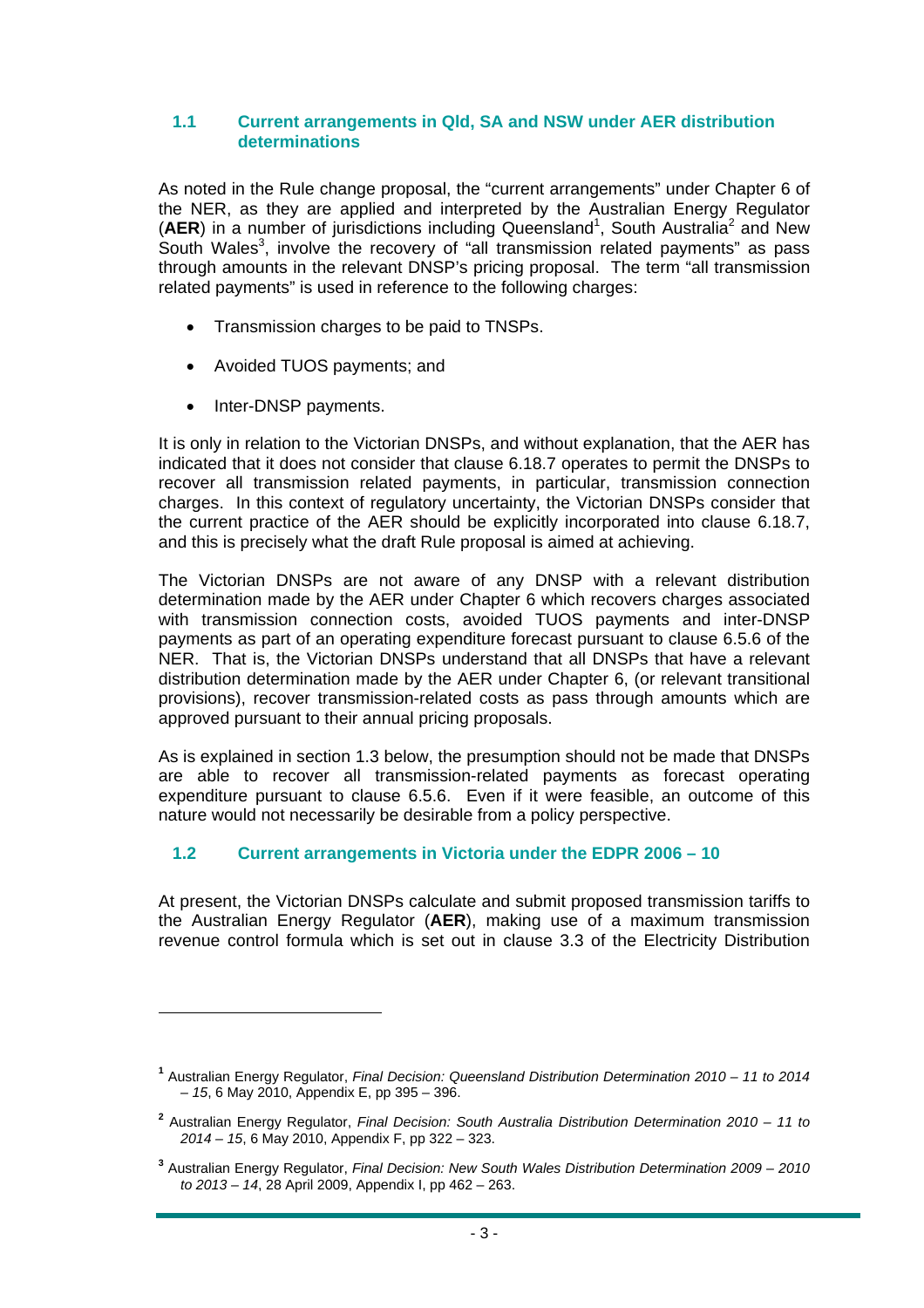## 1.1 Current arrangements in Qld, SA and NSW under AER distribution determinations

As noted in the Rule change proposal, the "current arrangements" under Chapter 6 of the NER, as they are applied and interpreted by the Australian Energy Regulator (**AER**) in a number of jurisdictions including Queensland[1], South Australia[2] and New South Wales[3], involve the recovery of "all transmission related payments" as pass through amounts in the relevant DNSP's pricing proposal. The term "all transmission related payments" is used in reference to the following charges:

- Transmission charges to be paid to TNSPs.
- Avoided TUOS payments; and
- Inter-DNSP payments.

It is only in relation to the Victorian DNSPs, and without explanation, that the AER has indicated that it does not consider that clause 6.18.7 operates to permit the DNSPs to recover all transmission related payments, in particular, transmission connection charges. In this context of regulatory uncertainty, the Victorian DNSPs consider that the current practice of the AER should be explicitly incorporated into clause 6.18.7, and this is precisely what the draft Rule proposal is aimed at achieving.

The Victorian DNSPs are not aware of any DNSP with a relevant distribution determination made by the AER under Chapter 6 which recovers charges associated with transmission connection costs, avoided TUOS payments and inter-DNSP payments as part of an operating expenditure forecast pursuant to clause 6.5.6 of the NER. That is, the Victorian DNSPs understand that all DNSPs that have a relevant distribution determination made by the AER under Chapter 6, (or relevant transitional provisions), recover transmission-related costs as pass through amounts which are approved pursuant to their annual pricing proposals.

As is explained in section 1.3 below, the presumption should not be made that DNSPs are able to recover all transmission-related payments as forecast operating expenditure pursuant to clause 6.5.6. Even if it were feasible, an outcome of this nature would not necessarily be desirable from a policy perspective.

## 1.2 Current arrangements in Victoria under the EDPR 2006 – 10

At present, the Victorian DNSPs calculate and submit proposed transmission tariffs to the Australian Energy Regulator (**AER**), making use of a maximum transmission revenue control formula which is set out in clause 3.3 of the Electricity Distribution

---

[1] Australian Energy Regulator, *Final Decision: Queensland Distribution Determination 2010 – 11 to 2014 – 15*, 6 May 2010, Appendix E, pp 395 – 396.

[2] Australian Energy Regulator, *Final Decision: South Australia Distribution Determination 2010 – 11 to 2014 – 15*, 6 May 2010, Appendix F, pp 322 – 323.

[3] Australian Energy Regulator, *Final Decision: New South Wales Distribution Determination 2009 – 2010 to 2013 – 14*, 28 April 2009, Appendix I, pp 462 – 263.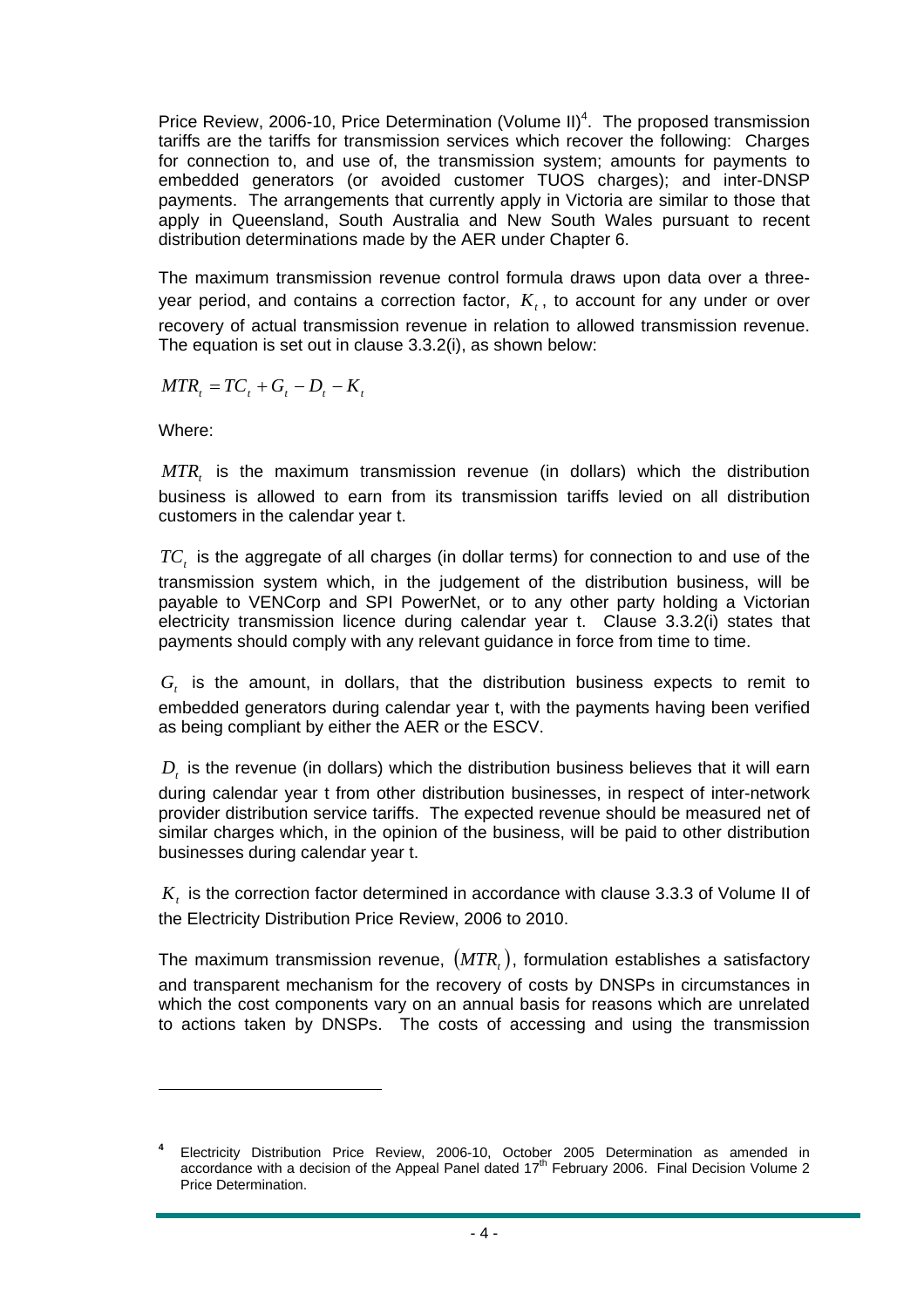Price Review, 2006-10, Price Determination (Volume II)[4]. The proposed transmission tariffs are the tariffs for transmission services which recover the following: Charges for connection to, and use of, the transmission system; amounts for payments to embedded generators (or avoided customer TUOS charges); and inter-DNSP payments. The arrangements that currently apply in Victoria are similar to those that apply in Queensland, South Australia and New South Wales pursuant to recent distribution determinations made by the AER under Chapter 6.

The maximum transmission revenue control formula draws upon data over a three-year period, and contains a correction factor, $K_t$, to account for any under or over recovery of actual transmission revenue in relation to allowed transmission revenue. The equation is set out in clause 3.3.2(i), as shown below:

$$MTR_t = TC_t + G_t - D_t - K_t$$

Where:

$MTR_t$ is the maximum transmission revenue (in dollars) which the distribution business is allowed to earn from its transmission tariffs levied on all distribution customers in the calendar year t.

$TC_t$ is the aggregate of all charges (in dollar terms) for connection to and use of the transmission system which, in the judgement of the distribution business, will be payable to VENCorp and SPI PowerNet, or to any other party holding a Victorian electricity transmission licence during calendar year t. Clause 3.3.2(i) states that payments should comply with any relevant guidance in force from time to time.

$G_t$ is the amount, in dollars, that the distribution business expects to remit to embedded generators during calendar year t, with the payments having been verified as being compliant by either the AER or the ESCV.

$D_t$ is the revenue (in dollars) which the distribution business believes that it will earn during calendar year t from other distribution businesses, in respect of inter-network provider distribution service tariffs. The expected revenue should be measured net of similar charges which, in the opinion of the business, will be paid to other distribution businesses during calendar year t.

$K_t$ is the correction factor determined in accordance with clause 3.3.3 of Volume II of the Electricity Distribution Price Review, 2006 to 2010.

The maximum transmission revenue, $(MTR_t)$, formulation establishes a satisfactory and transparent mechanism for the recovery of costs by DNSPs in circumstances in which the cost components vary on an annual basis for reasons which are unrelated to actions taken by DNSPs. The costs of accessing and using the transmission

---

[4] Electricity Distribution Price Review, 2006-10, October 2005 Determination as amended in accordance with a decision of the Appeal Panel dated 17th February 2006. Final Decision Volume 2 Price Determination.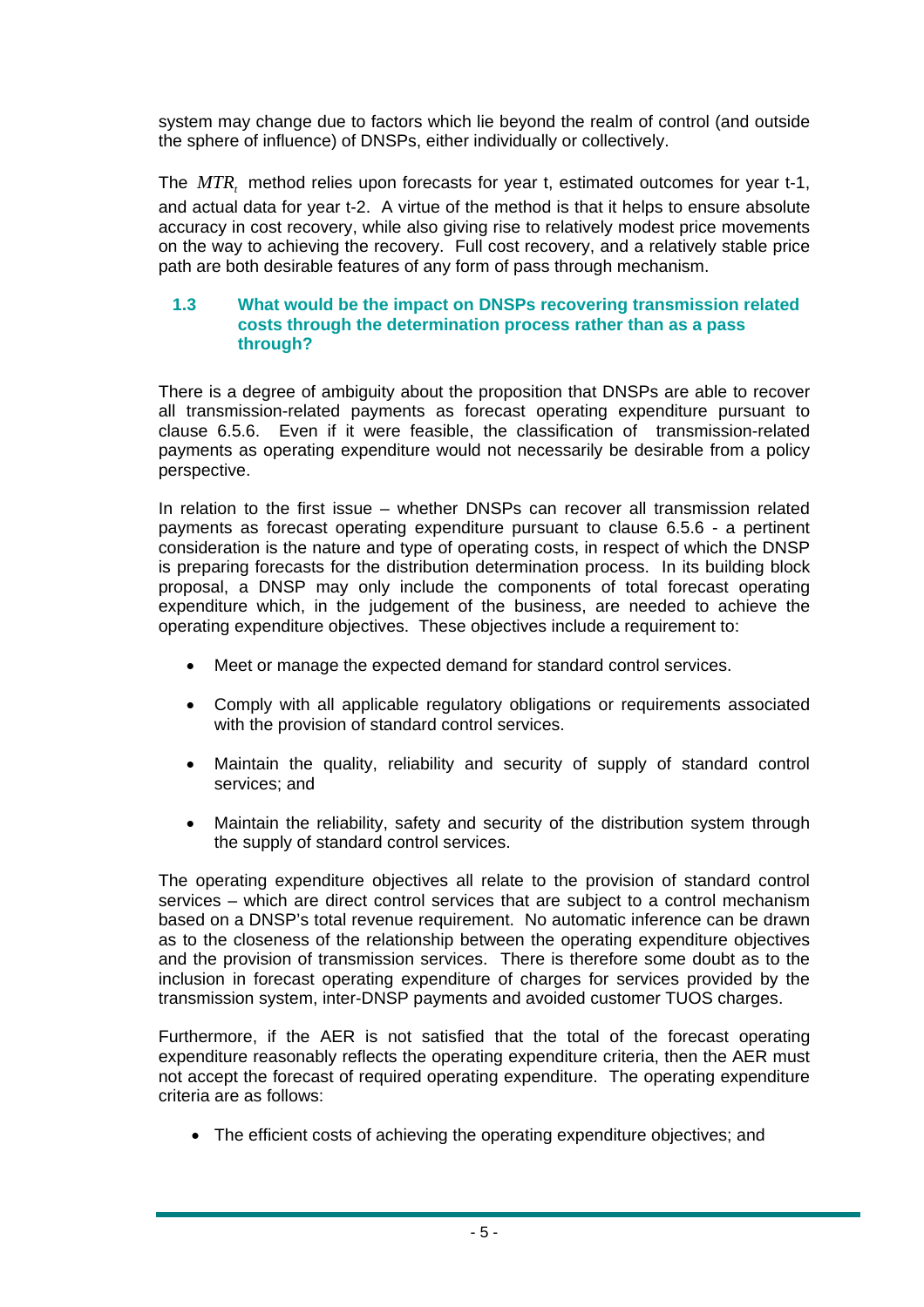system may change due to factors which lie beyond the realm of control (and outside the sphere of influence) of DNSPs, either individually or collectively.

The $MTR_t$ method relies upon forecasts for year t, estimated outcomes for year t-1, and actual data for year t-2. A virtue of the method is that it helps to ensure absolute accuracy in cost recovery, while also giving rise to relatively modest price movements on the way to achieving the recovery. Full cost recovery, and a relatively stable price path are both desirable features of any form of pass through mechanism.

### 1.3 What would be the impact on DNSPs recovering transmission related costs through the determination process rather than as a pass through?

There is a degree of ambiguity about the proposition that DNSPs are able to recover all transmission-related payments as forecast operating expenditure pursuant to clause 6.5.6. Even if it were feasible, the classification of transmission-related payments as operating expenditure would not necessarily be desirable from a policy perspective.

In relation to the first issue – whether DNSPs can recover all transmission related payments as forecast operating expenditure pursuant to clause 6.5.6 - a pertinent consideration is the nature and type of operating costs, in respect of which the DNSP is preparing forecasts for the distribution determination process. In its building block proposal, a DNSP may only include the components of total forecast operating expenditure which, in the judgement of the business, are needed to achieve the operating expenditure objectives. These objectives include a requirement to:

- Meet or manage the expected demand for standard control services.
- Comply with all applicable regulatory obligations or requirements associated with the provision of standard control services.
- Maintain the quality, reliability and security of supply of standard control services; and
- Maintain the reliability, safety and security of the distribution system through the supply of standard control services.

The operating expenditure objectives all relate to the provision of standard control services – which are direct control services that are subject to a control mechanism based on a DNSP's total revenue requirement. No automatic inference can be drawn as to the closeness of the relationship between the operating expenditure objectives and the provision of transmission services. There is therefore some doubt as to the inclusion in forecast operating expenditure of charges for services provided by the transmission system, inter-DNSP payments and avoided customer TUOS charges.

Furthermore, if the AER is not satisfied that the total of the forecast operating expenditure reasonably reflects the operating expenditure criteria, then the AER must not accept the forecast of required operating expenditure. The operating expenditure criteria are as follows:

- The efficient costs of achieving the operating expenditure objectives; and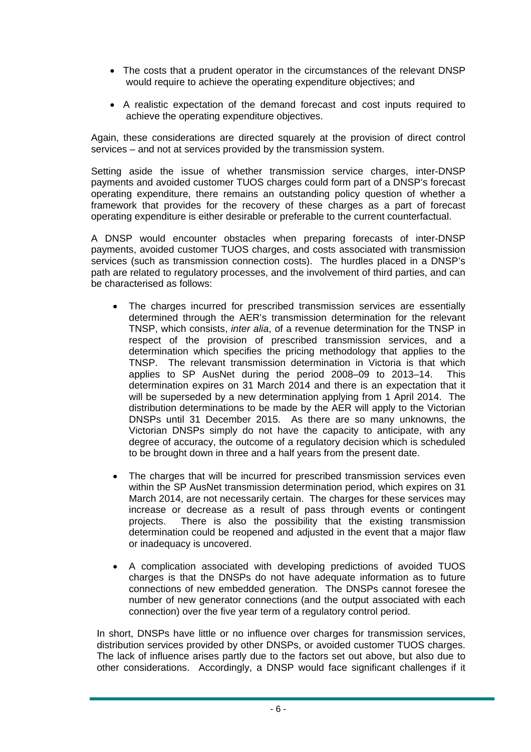- The costs that a prudent operator in the circumstances of the relevant DNSP would require to achieve the operating expenditure objectives; and
- A realistic expectation of the demand forecast and cost inputs required to achieve the operating expenditure objectives.

Again, these considerations are directed squarely at the provision of direct control services – and not at services provided by the transmission system.

Setting aside the issue of whether transmission service charges, inter-DNSP payments and avoided customer TUOS charges could form part of a DNSP's forecast operating expenditure, there remains an outstanding policy question of whether a framework that provides for the recovery of these charges as a part of forecast operating expenditure is either desirable or preferable to the current counterfactual.

A DNSP would encounter obstacles when preparing forecasts of inter-DNSP payments, avoided customer TUOS charges, and costs associated with transmission services (such as transmission connection costs). The hurdles placed in a DNSP's path are related to regulatory processes, and the involvement of third parties, and can be characterised as follows:

- The charges incurred for prescribed transmission services are essentially determined through the AER's transmission determination for the relevant TNSP, which consists, *inter alia*, of a revenue determination for the TNSP in respect of the provision of prescribed transmission services, and a determination which specifies the pricing methodology that applies to the TNSP. The relevant transmission determination in Victoria is that which applies to SP AusNet during the period 2008–09 to 2013–14. This determination expires on 31 March 2014 and there is an expectation that it will be superseded by a new determination applying from 1 April 2014. The distribution determinations to be made by the AER will apply to the Victorian DNSPs until 31 December 2015. As there are so many unknowns, the Victorian DNSPs simply do not have the capacity to anticipate, with any degree of accuracy, the outcome of a regulatory decision which is scheduled to be brought down in three and a half years from the present date.

- The charges that will be incurred for prescribed transmission services even within the SP AusNet transmission determination period, which expires on 31 March 2014, are not necessarily certain. The charges for these services may increase or decrease as a result of pass through events or contingent projects. There is also the possibility that the existing transmission determination could be reopened and adjusted in the event that a major flaw or inadequacy is uncovered.

- A complication associated with developing predictions of avoided TUOS charges is that the DNSPs do not have adequate information as to future connections of new embedded generation. The DNSPs cannot foresee the number of new generator connections (and the output associated with each connection) over the five year term of a regulatory control period.

In short, DNSPs have little or no influence over charges for transmission services, distribution services provided by other DNSPs, or avoided customer TUOS charges. The lack of influence arises partly due to the factors set out above, but also due to other considerations. Accordingly, a DNSP would face significant challenges if it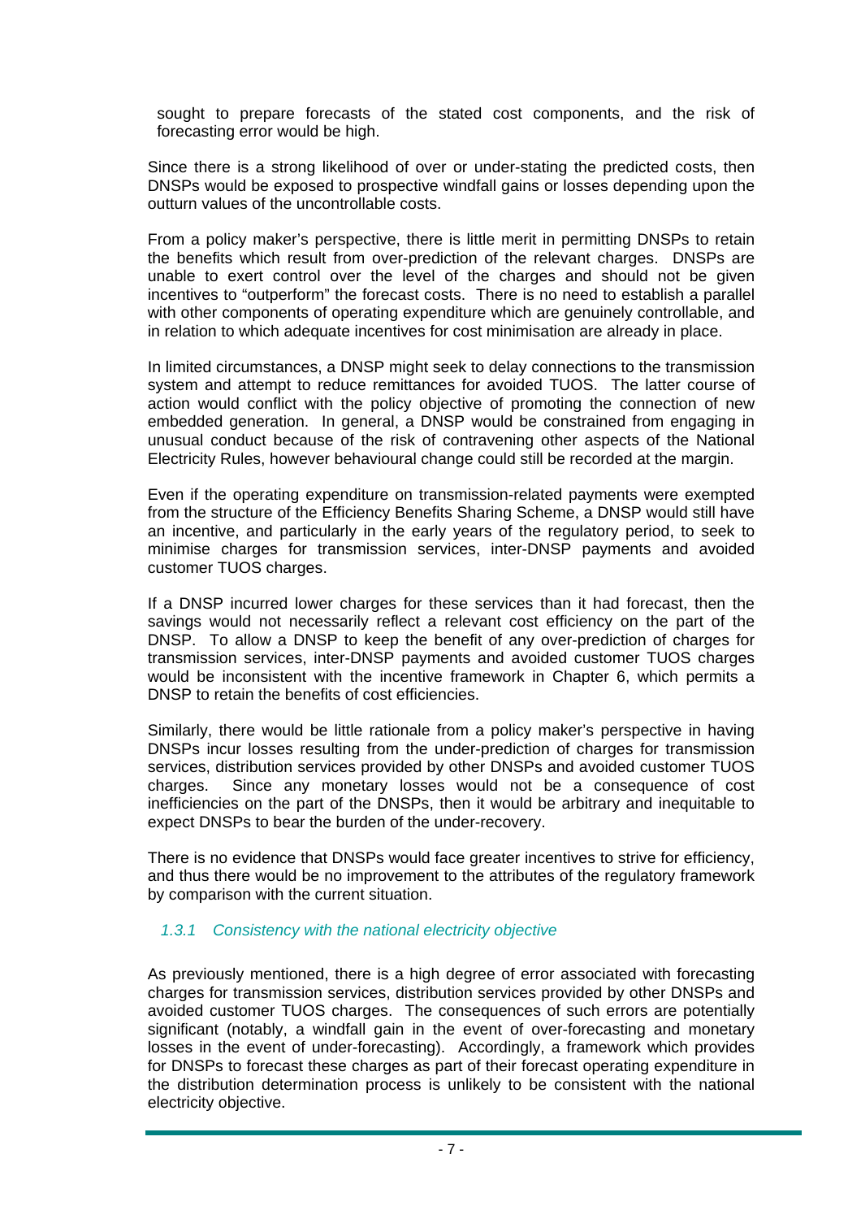sought to prepare forecasts of the stated cost components, and the risk of forecasting error would be high.

Since there is a strong likelihood of over or under-stating the predicted costs, then DNSPs would be exposed to prospective windfall gains or losses depending upon the outturn values of the uncontrollable costs.

From a policy maker's perspective, there is little merit in permitting DNSPs to retain the benefits which result from over-prediction of the relevant charges. DNSPs are unable to exert control over the level of the charges and should not be given incentives to "outperform" the forecast costs. There is no need to establish a parallel with other components of operating expenditure which are genuinely controllable, and in relation to which adequate incentives for cost minimisation are already in place.

In limited circumstances, a DNSP might seek to delay connections to the transmission system and attempt to reduce remittances for avoided TUOS. The latter course of action would conflict with the policy objective of promoting the connection of new embedded generation. In general, a DNSP would be constrained from engaging in unusual conduct because of the risk of contravening other aspects of the National Electricity Rules, however behavioural change could still be recorded at the margin.

Even if the operating expenditure on transmission-related payments were exempted from the structure of the Efficiency Benefits Sharing Scheme, a DNSP would still have an incentive, and particularly in the early years of the regulatory period, to seek to minimise charges for transmission services, inter-DNSP payments and avoided customer TUOS charges.

If a DNSP incurred lower charges for these services than it had forecast, then the savings would not necessarily reflect a relevant cost efficiency on the part of the DNSP. To allow a DNSP to keep the benefit of any over-prediction of charges for transmission services, inter-DNSP payments and avoided customer TUOS charges would be inconsistent with the incentive framework in Chapter 6, which permits a DNSP to retain the benefits of cost efficiencies.

Similarly, there would be little rationale from a policy maker's perspective in having DNSPs incur losses resulting from the under-prediction of charges for transmission services, distribution services provided by other DNSPs and avoided customer TUOS charges. Since any monetary losses would not be a consequence of cost inefficiencies on the part of the DNSPs, then it would be arbitrary and inequitable to expect DNSPs to bear the burden of the under-recovery.

There is no evidence that DNSPs would face greater incentives to strive for efficiency, and thus there would be no improvement to the attributes of the regulatory framework by comparison with the current situation.

### *1.3.1 Consistency with the national electricity objective*

As previously mentioned, there is a high degree of error associated with forecasting charges for transmission services, distribution services provided by other DNSPs and avoided customer TUOS charges. The consequences of such errors are potentially significant (notably, a windfall gain in the event of over-forecasting and monetary losses in the event of under-forecasting). Accordingly, a framework which provides for DNSPs to forecast these charges as part of their forecast operating expenditure in the distribution determination process is unlikely to be consistent with the national electricity objective.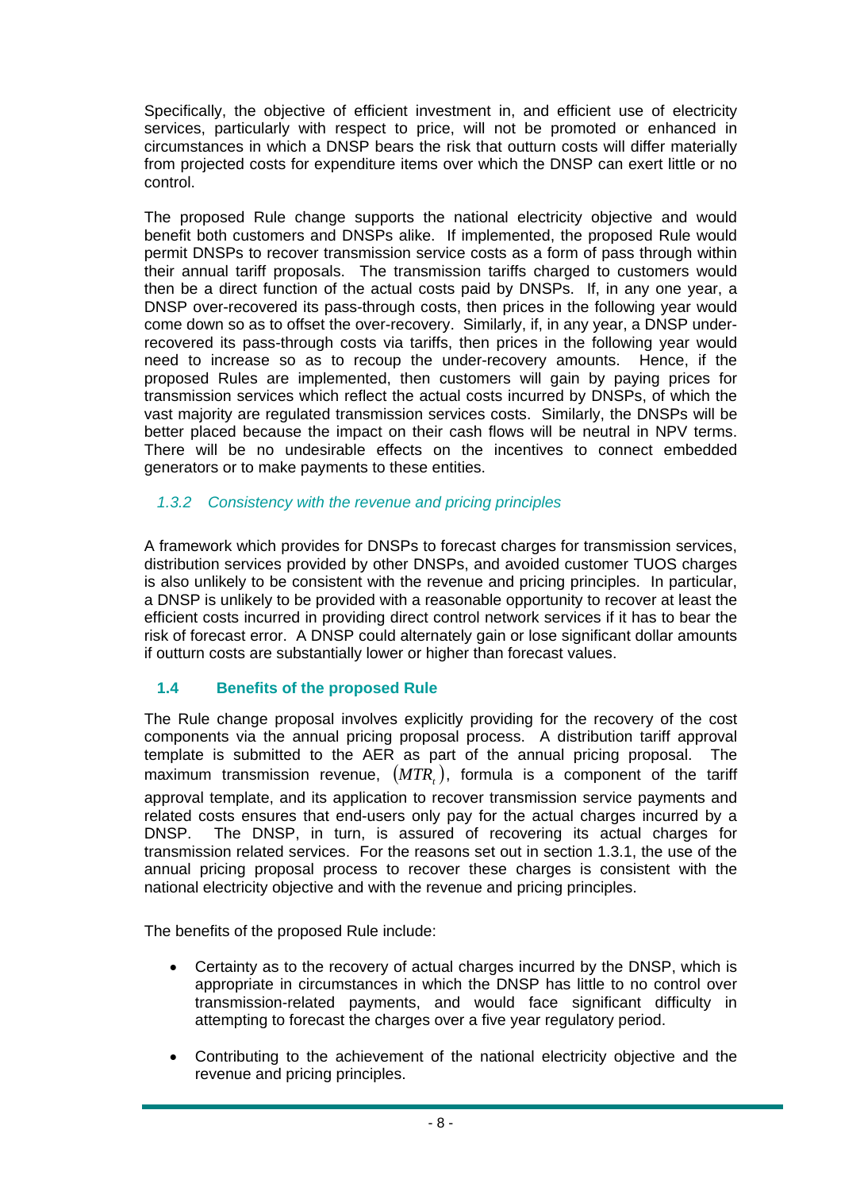Specifically, the objective of efficient investment in, and efficient use of electricity services, particularly with respect to price, will not be promoted or enhanced in circumstances in which a DNSP bears the risk that outturn costs will differ materially from projected costs for expenditure items over which the DNSP can exert little or no control.

The proposed Rule change supports the national electricity objective and would benefit both customers and DNSPs alike. If implemented, the proposed Rule would permit DNSPs to recover transmission service costs as a form of pass through within their annual tariff proposals. The transmission tariffs charged to customers would then be a direct function of the actual costs paid by DNSPs. If, in any one year, a DNSP over-recovered its pass-through costs, then prices in the following year would come down so as to offset the over-recovery. Similarly, if, in any year, a DNSP under-recovered its pass-through costs via tariffs, then prices in the following year would need to increase so as to recoup the under-recovery amounts. Hence, if the proposed Rules are implemented, then customers will gain by paying prices for transmission services which reflect the actual costs incurred by DNSPs, of which the vast majority are regulated transmission services costs. Similarly, the DNSPs will be better placed because the impact on their cash flows will be neutral in NPV terms. There will be no undesirable effects on the incentives to connect embedded generators or to make payments to these entities.

### *1.3.2 Consistency with the revenue and pricing principles*

A framework which provides for DNSPs to forecast charges for transmission services, distribution services provided by other DNSPs, and avoided customer TUOS charges is also unlikely to be consistent with the revenue and pricing principles. In particular, a DNSP is unlikely to be provided with a reasonable opportunity to recover at least the efficient costs incurred in providing direct control network services if it has to bear the risk of forecast error. A DNSP could alternately gain or lose significant dollar amounts if outturn costs are substantially lower or higher than forecast values.

## 1.4 Benefits of the proposed Rule

The Rule change proposal involves explicitly providing for the recovery of the cost components via the annual pricing proposal process. A distribution tariff approval template is submitted to the AER as part of the annual pricing proposal. The maximum transmission revenue, $(MTR_t)$, formula is a component of the tariff approval template, and its application to recover transmission service payments and related costs ensures that end-users only pay for the actual charges incurred by a DNSP. The DNSP, in turn, is assured of recovering its actual charges for transmission related services. For the reasons set out in section 1.3.1, the use of the annual pricing proposal process to recover these charges is consistent with the national electricity objective and with the revenue and pricing principles.

The benefits of the proposed Rule include:

- Certainty as to the recovery of actual charges incurred by the DNSP, which is appropriate in circumstances in which the DNSP has little to no control over transmission-related payments, and would face significant difficulty in attempting to forecast the charges over a five year regulatory period.
- Contributing to the achievement of the national electricity objective and the revenue and pricing principles.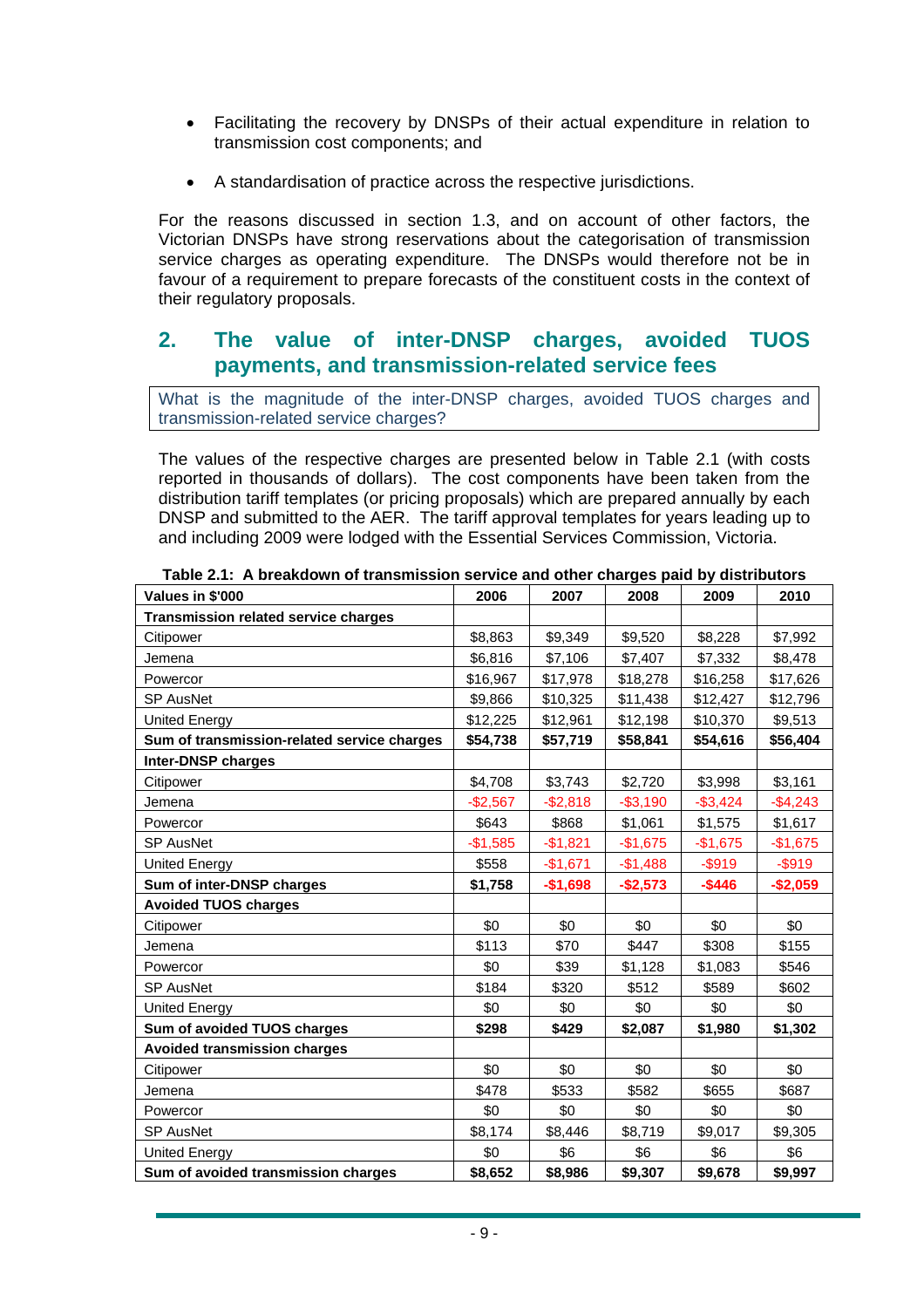- Facilitating the recovery by DNSPs of their actual expenditure in relation to transmission cost components; and
- A standardisation of practice across the respective jurisdictions.

For the reasons discussed in section 1.3, and on account of other factors, the Victorian DNSPs have strong reservations about the categorisation of transmission service charges as operating expenditure. The DNSPs would therefore not be in favour of a requirement to prepare forecasts of the constituent costs in the context of their regulatory proposals.

## 2. The value of inter-DNSP charges, avoided TUOS payments, and transmission-related service fees

What is the magnitude of the inter-DNSP charges, avoided TUOS charges and transmission-related service charges?

The values of the respective charges are presented below in Table 2.1 (with costs reported in thousands of dollars). The cost components have been taken from the distribution tariff templates (or pricing proposals) which are prepared annually by each DNSP and submitted to the AER. The tariff approval templates for years leading up to and including 2009 were lodged with the Essential Services Commission, Victoria.

**Table 2.1: A breakdown of transmission service and other charges paid by distributors**

| Values in $'000 | 2006 | 2007 | 2008 | 2009 | 2010 |
|---|---|---|---|---|---|
| **Transmission related service charges** | | | | | |
| Citipower | $8,863 | $9,349 | $9,520 | $8,228 | $7,992 |
| Jemena | $6,816 | $7,106 | $7,407 | $7,332 | $8,478 |
| Powercor | $16,967 | $17,978 | $18,278 | $16,258 | $17,626 |
| SP AusNet | $9,866 | $10,325 | $11,438 | $12,427 | $12,796 |
| United Energy | $12,225 | $12,961 | $12,198 | $10,370 | $9,513 |
| **Sum of transmission-related service charges** | **$54,738** | **$57,719** | **$58,841** | **$54,616** | **$56,404** |
| **Inter-DNSP charges** | | | | | |
| Citipower | $4,708 | $3,743 | $2,720 | $3,998 | $3,161 |
| Jemena | -$2,567 | -$2,818 | -$3,190 | -$3,424 | -$4,243 |
| Powercor | $643 | $868 | $1,061 | $1,575 | $1,617 |
| SP AusNet | -$1,585 | -$1,821 | -$1,675 | -$1,675 | -$1,675 |
| United Energy | $558 | -$1,671 | -$1,488 | -$919 | -$919 |
| **Sum of inter-DNSP charges** | **$1,758** | **-$1,698** | **-$2,573** | **-$446** | **-$2,059** |
| **Avoided TUOS charges** | | | | | |
| Citipower | $0 | $0 | $0 | $0 | $0 |
| Jemena | $113 | $70 | $447 | $308 | $155 |
| Powercor | $0 | $39 | $1,128 | $1,083 | $546 |
| SP AusNet | $184 | $320 | $512 | $589 | $602 |
| United Energy | $0 | $0 | $0 | $0 | $0 |
| **Sum of avoided TUOS charges** | **$298** | **$429** | **$2,087** | **$1,980** | **$1,302** |
| **Avoided transmission charges** | | | | | |
| Citipower | $0 | $0 | $0 | $0 | $0 |
| Jemena | $478 | $533 | $582 | $655 | $687 |
| Powercor | $0 | $0 | $0 | $0 | $0 |
| SP AusNet | $8,174 | $8,446 | $8,719 | $9,017 | $9,305 |
| United Energy | $0 | $6 | $6 | $6 | $6 |
| **Sum of avoided transmission charges** | **$8,652** | **$8,986** | **$9,307** | **$9,678** | **$9,997** |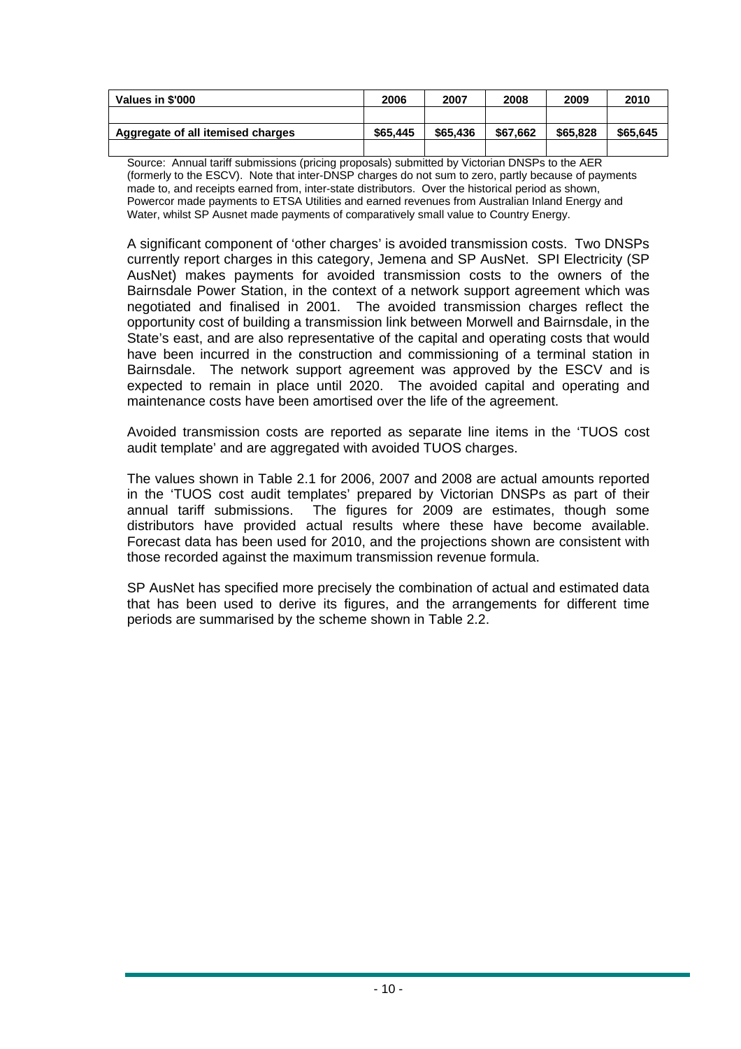| Values in $'000 | 2006 | 2007 | 2008 | 2009 | 2010 |
|---|---|---|---|---|---|
| | | | | | |
| **Aggregate of all itemised charges** | **$65,445** | **$65,436** | **$67,662** | **$65,828** | **$65,645** |
| | | | | | |

Source: Annual tariff submissions (pricing proposals) submitted by Victorian DNSPs to the AER (formerly to the ESCV). Note that inter-DNSP charges do not sum to zero, partly because of payments made to, and receipts earned from, inter-state distributors. Over the historical period as shown, Powercor made payments to ETSA Utilities and earned revenues from Australian Inland Energy and Water, whilst SP Ausnet made payments of comparatively small value to Country Energy.

A significant component of 'other charges' is avoided transmission costs. Two DNSPs currently report charges in this category, Jemena and SP AusNet. SPI Electricity (SP AusNet) makes payments for avoided transmission costs to the owners of the Bairnsdale Power Station, in the context of a network support agreement which was negotiated and finalised in 2001. The avoided transmission charges reflect the opportunity cost of building a transmission link between Morwell and Bairnsdale, in the State's east, and are also representative of the capital and operating costs that would have been incurred in the construction and commissioning of a terminal station in Bairnsdale. The network support agreement was approved by the ESCV and is expected to remain in place until 2020. The avoided capital and operating and maintenance costs have been amortised over the life of the agreement.

Avoided transmission costs are reported as separate line items in the 'TUOS cost audit template' and are aggregated with avoided TUOS charges.

The values shown in Table 2.1 for 2006, 2007 and 2008 are actual amounts reported in the 'TUOS cost audit templates' prepared by Victorian DNSPs as part of their annual tariff submissions. The figures for 2009 are estimates, though some distributors have provided actual results where these have become available. Forecast data has been used for 2010, and the projections shown are consistent with those recorded against the maximum transmission revenue formula.

SP AusNet has specified more precisely the combination of actual and estimated data that has been used to derive its figures, and the arrangements for different time periods are summarised by the scheme shown in Table 2.2.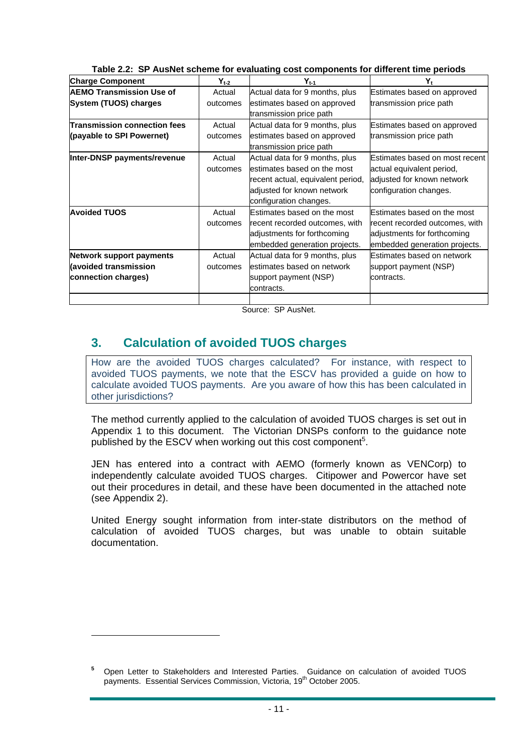**Table 2.2: SP AusNet scheme for evaluating cost components for different time periods**

| Charge Component | $Y_{t-2}$ | $Y_{t-1}$ | $Y_t$ |
|---|---|---|---|
| **AEMO Transmission Use of System (TUOS) charges** | Actual outcomes | Actual data for 9 months, plus estimates based on approved transmission price path | Estimates based on approved transmission price path |
| **Transmission connection fees (payable to SPI Powernet)** | Actual outcomes | Actual data for 9 months, plus estimates based on approved transmission price path | Estimates based on approved transmission price path |
| **Inter-DNSP payments/revenue** | Actual outcomes | Actual data for 9 months, plus estimates based on the most recent actual, equivalent period, adjusted for known network configuration changes. | Estimates based on most recent actual equivalent period, adjusted for known network configuration changes. |
| **Avoided TUOS** | Actual outcomes | Estimates based on the most recent recorded outcomes, with adjustments for forthcoming embedded generation projects. | Estimates based on the most recent recorded outcomes, with adjustments for forthcoming embedded generation projects. |
| **Network support payments (avoided transmission connection charges)** | Actual outcomes | Actual data for 9 months, plus estimates based on network support payment (NSP) contracts. | Estimates based on network support payment (NSP) contracts. |
| | | | |

Source: SP AusNet.

## 3. Calculation of avoided TUOS charges

How are the avoided TUOS charges calculated? For instance, with respect to avoided TUOS payments, we note that the ESCV has provided a guide on how to calculate avoided TUOS payments. Are you aware of how this has been calculated in other jurisdictions?

The method currently applied to the calculation of avoided TUOS charges is set out in Appendix 1 to this document. The Victorian DNSPs conform to the guidance note published by the ESCV when working out this cost component[5].

JEN has entered into a contract with AEMO (formerly known as VENCorp) to independently calculate avoided TUOS charges. Citipower and Powercor have set out their procedures in detail, and these have been documented in the attached note (see Appendix 2).

United Energy sought information from inter-state distributors on the method of calculation of avoided TUOS charges, but was unable to obtain suitable documentation.

[5] Open Letter to Stakeholders and Interested Parties. Guidance on calculation of avoided TUOS payments. Essential Services Commission, Victoria, 19th October 2005.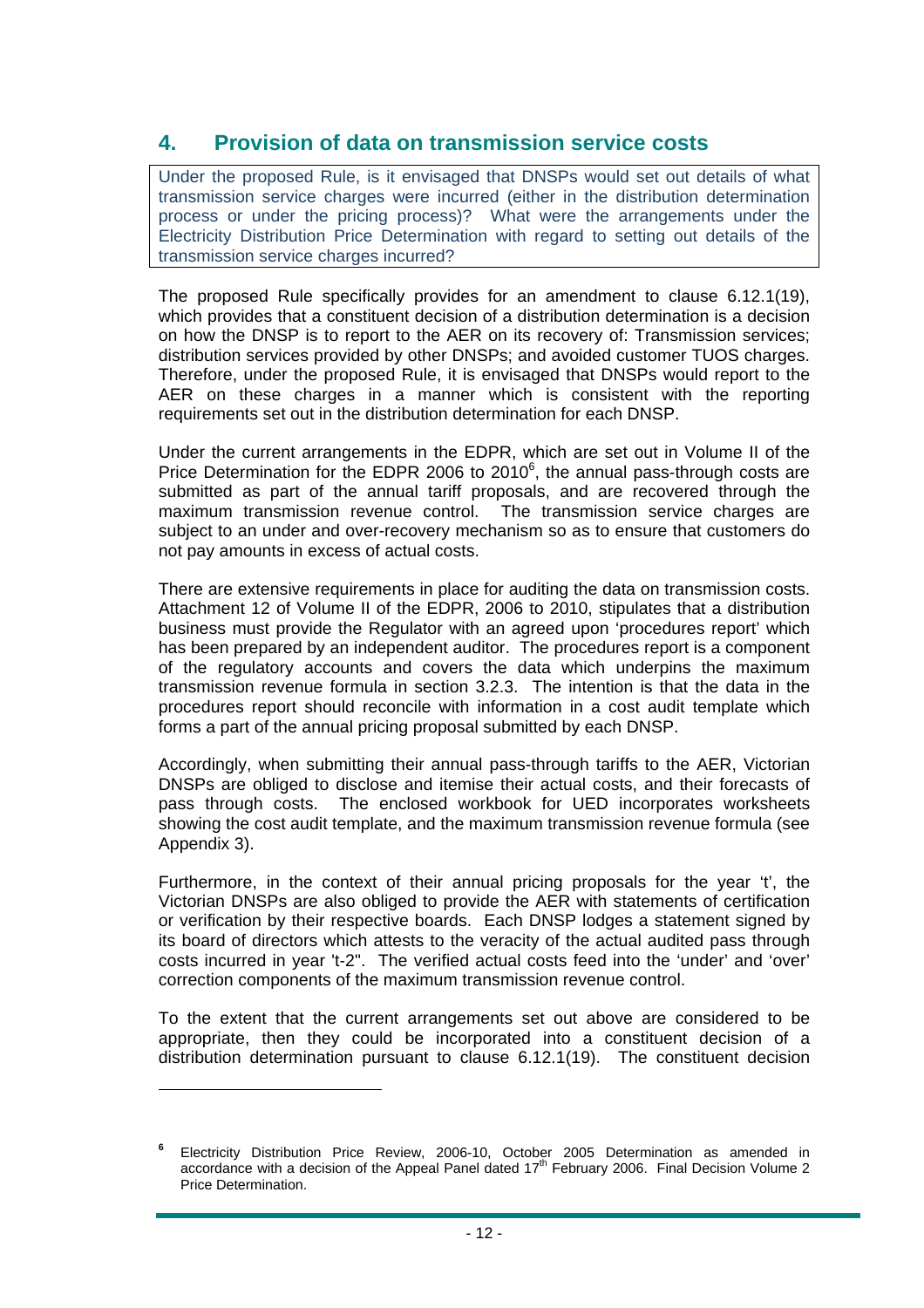## 4. Provision of data on transmission service costs

Under the proposed Rule, is it envisaged that DNSPs would set out details of what transmission service charges were incurred (either in the distribution determination process or under the pricing process)? What were the arrangements under the Electricity Distribution Price Determination with regard to setting out details of the transmission service charges incurred?

The proposed Rule specifically provides for an amendment to clause 6.12.1(19), which provides that a constituent decision of a distribution determination is a decision on how the DNSP is to report to the AER on its recovery of: Transmission services; distribution services provided by other DNSPs; and avoided customer TUOS charges. Therefore, under the proposed Rule, it is envisaged that DNSPs would report to the AER on these charges in a manner which is consistent with the reporting requirements set out in the distribution determination for each DNSP.

Under the current arrangements in the EDPR, which are set out in Volume II of the Price Determination for the EDPR 2006 to 2010[6], the annual pass-through costs are submitted as part of the annual tariff proposals, and are recovered through the maximum transmission revenue control. The transmission service charges are subject to an under and over-recovery mechanism so as to ensure that customers do not pay amounts in excess of actual costs.

There are extensive requirements in place for auditing the data on transmission costs. Attachment 12 of Volume II of the EDPR, 2006 to 2010, stipulates that a distribution business must provide the Regulator with an agreed upon 'procedures report' which has been prepared by an independent auditor. The procedures report is a component of the regulatory accounts and covers the data which underpins the maximum transmission revenue formula in section 3.2.3. The intention is that the data in the procedures report should reconcile with information in a cost audit template which forms a part of the annual pricing proposal submitted by each DNSP.

Accordingly, when submitting their annual pass-through tariffs to the AER, Victorian DNSPs are obliged to disclose and itemise their actual costs, and their forecasts of pass through costs. The enclosed workbook for UED incorporates worksheets showing the cost audit template, and the maximum transmission revenue formula (see Appendix 3).

Furthermore, in the context of their annual pricing proposals for the year 't', the Victorian DNSPs are also obliged to provide the AER with statements of certification or verification by their respective boards. Each DNSP lodges a statement signed by its board of directors which attests to the veracity of the actual audited pass through costs incurred in year 't-2". The verified actual costs feed into the 'under' and 'over' correction components of the maximum transmission revenue control.

To the extent that the current arrangements set out above are considered to be appropriate, then they could be incorporated into a constituent decision of a distribution determination pursuant to clause 6.12.1(19). The constituent decision

[6] Electricity Distribution Price Review, 2006-10, October 2005 Determination as amended in accordance with a decision of the Appeal Panel dated 17th February 2006. Final Decision Volume 2 Price Determination.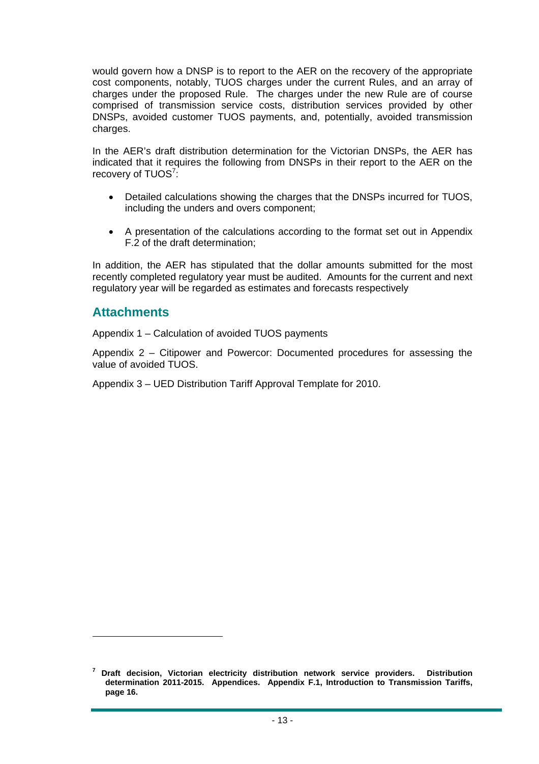would govern how a DNSP is to report to the AER on the recovery of the appropriate cost components, notably, TUOS charges under the current Rules, and an array of charges under the proposed Rule. The charges under the new Rule are of course comprised of transmission service costs, distribution services provided by other DNSPs, avoided customer TUOS payments, and, potentially, avoided transmission charges.

In the AER's draft distribution determination for the Victorian DNSPs, the AER has indicated that it requires the following from DNSPs in their report to the AER on the recovery of TUOS[7]:

- Detailed calculations showing the charges that the DNSPs incurred for TUOS, including the unders and overs component;
- A presentation of the calculations according to the format set out in Appendix F.2 of the draft determination;

In addition, the AER has stipulated that the dollar amounts submitted for the most recently completed regulatory year must be audited. Amounts for the current and next regulatory year will be regarded as estimates and forecasts respectively

## Attachments

Appendix 1 – Calculation of avoided TUOS payments

Appendix 2 – Citipower and Powercor: Documented procedures for assessing the value of avoided TUOS.

Appendix 3 – UED Distribution Tariff Approval Template for 2010.

---

[7] **Draft decision, Victorian electricity distribution network service providers. Distribution determination 2011-2015. Appendices. Appendix F.1, Introduction to Transmission Tariffs, page 16.**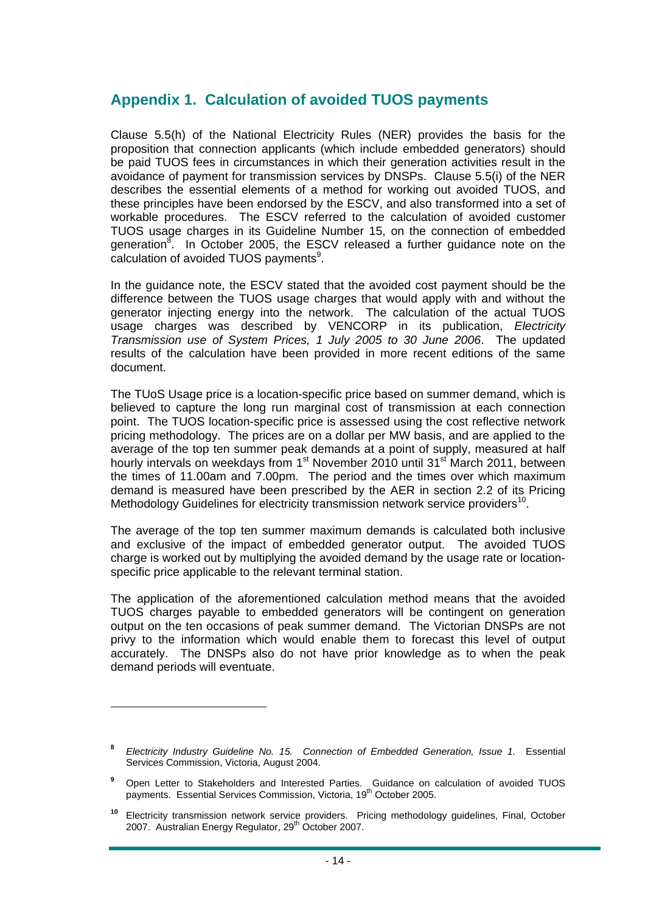## Appendix 1. Calculation of avoided TUOS payments

Clause 5.5(h) of the National Electricity Rules (NER) provides the basis for the proposition that connection applicants (which include embedded generators) should be paid TUOS fees in circumstances in which their generation activities result in the avoidance of payment for transmission services by DNSPs. Clause 5.5(i) of the NER describes the essential elements of a method for working out avoided TUOS, and these principles have been endorsed by the ESCV, and also transformed into a set of workable procedures. The ESCV referred to the calculation of avoided customer TUOS usage charges in its Guideline Number 15, on the connection of embedded generation[8]. In October 2005, the ESCV released a further guidance note on the calculation of avoided TUOS payments[9].

In the guidance note, the ESCV stated that the avoided cost payment should be the difference between the TUOS usage charges that would apply with and without the generator injecting energy into the network. The calculation of the actual TUOS usage charges was described by VENCORP in its publication, *Electricity Transmission use of System Prices, 1 July 2005 to 30 June 2006*. The updated results of the calculation have been provided in more recent editions of the same document.

The TUoS Usage price is a location-specific price based on summer demand, which is believed to capture the long run marginal cost of transmission at each connection point. The TUOS location-specific price is assessed using the cost reflective network pricing methodology. The prices are on a dollar per MW basis, and are applied to the average of the top ten summer peak demands at a point of supply, measured at half hourly intervals on weekdays from 1st November 2010 until 31st March 2011, between the times of 11.00am and 7.00pm. The period and the times over which maximum demand is measured have been prescribed by the AER in section 2.2 of its Pricing Methodology Guidelines for electricity transmission network service providers[10].

The average of the top ten summer maximum demands is calculated both inclusive and exclusive of the impact of embedded generator output. The avoided TUOS charge is worked out by multiplying the avoided demand by the usage rate or location-specific price applicable to the relevant terminal station.

The application of the aforementioned calculation method means that the avoided TUOS charges payable to embedded generators will be contingent on generation output on the ten occasions of peak summer demand. The Victorian DNSPs are not privy to the information which would enable them to forecast this level of output accurately. The DNSPs also do not have prior knowledge as to when the peak demand periods will eventuate.

---

[8] *Electricity Industry Guideline No. 15. Connection of Embedded Generation, Issue 1.* Essential Services Commission, Victoria, August 2004.

[9] Open Letter to Stakeholders and Interested Parties. Guidance on calculation of avoided TUOS payments. Essential Services Commission, Victoria, 19th October 2005.

[10] Electricity transmission network service providers. Pricing methodology guidelines, Final, October 2007. Australian Energy Regulator, 29th October 2007.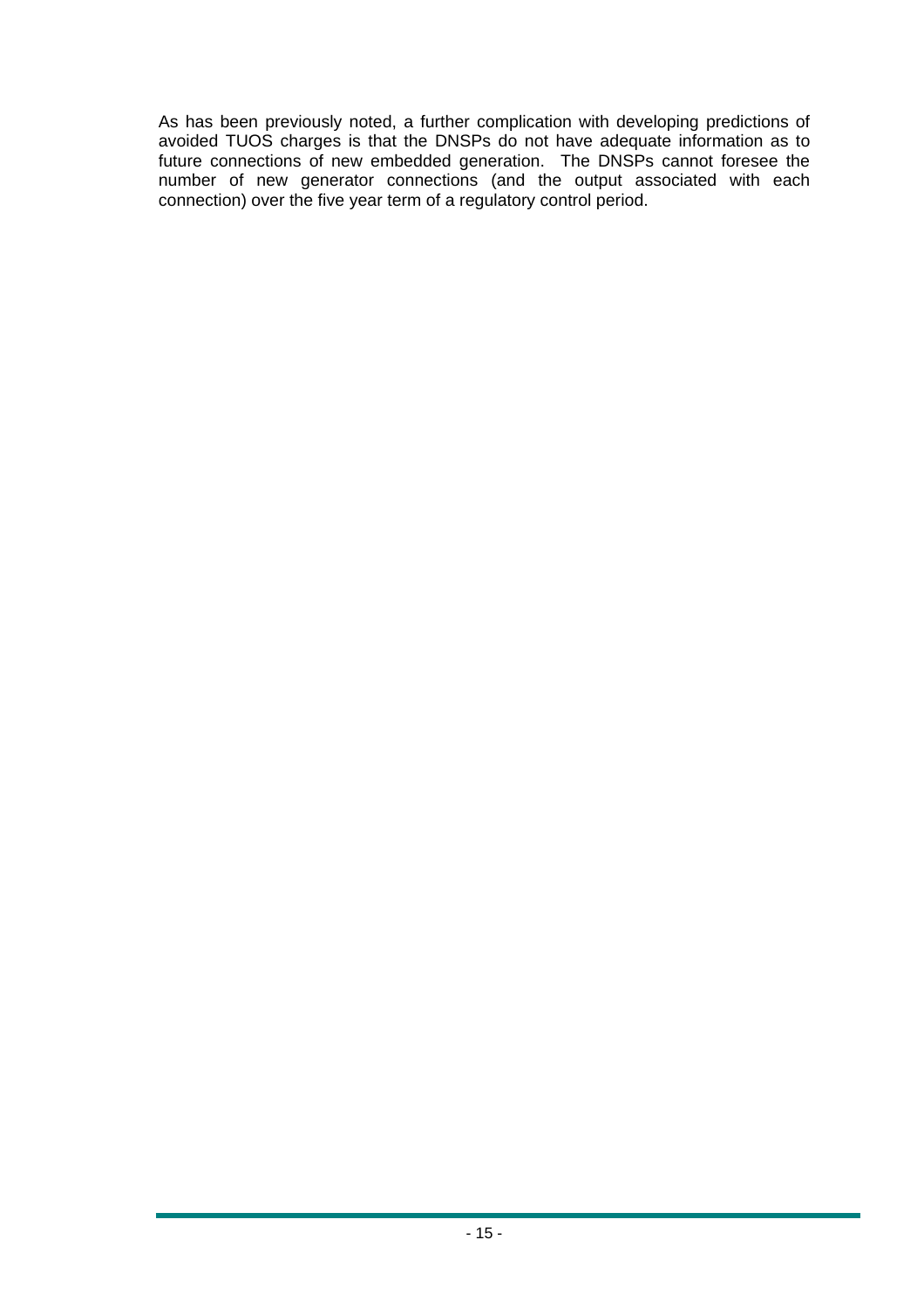As has been previously noted, a further complication with developing predictions of avoided TUOS charges is that the DNSPs do not have adequate information as to future connections of new embedded generation. The DNSPs cannot foresee the number of new generator connections (and the output associated with each connection) over the five year term of a regulatory control period.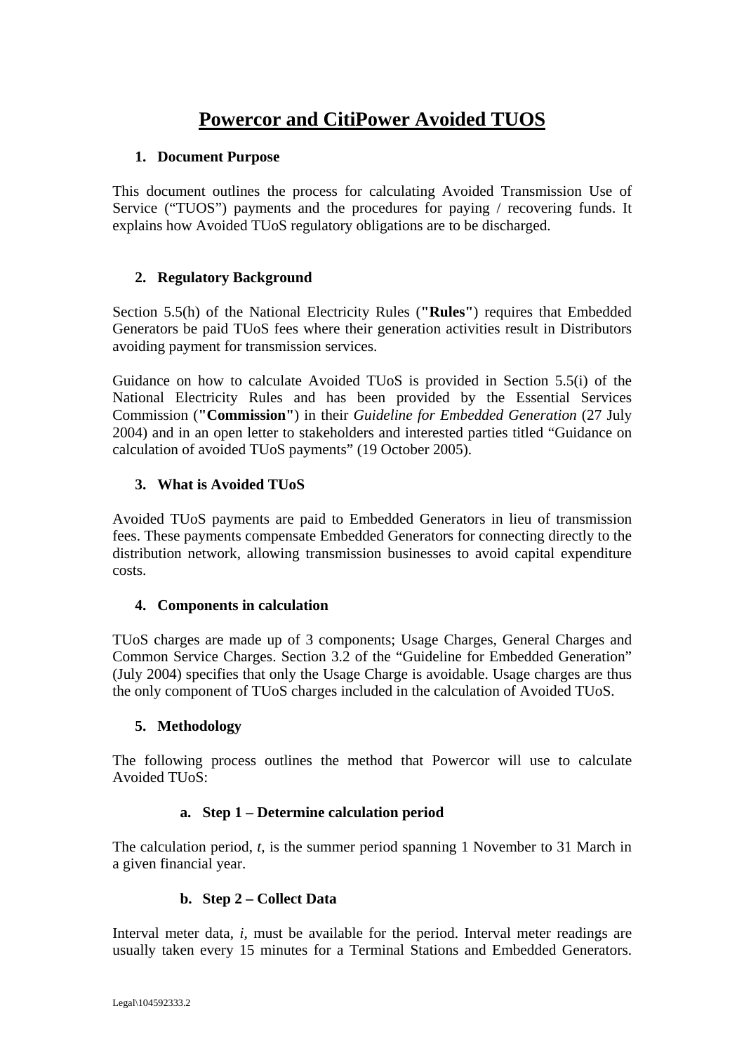# Powercor and CitiPower Avoided TUOS

## 1. Document Purpose

This document outlines the process for calculating Avoided Transmission Use of Service ("TUOS") payments and the procedures for paying / recovering funds. It explains how Avoided TUoS regulatory obligations are to be discharged.

## 2. Regulatory Background

Section 5.5(h) of the National Electricity Rules (**"Rules"**) requires that Embedded Generators be paid TUoS fees where their generation activities result in Distributors avoiding payment for transmission services.

Guidance on how to calculate Avoided TUoS is provided in Section 5.5(i) of the National Electricity Rules and has been provided by the Essential Services Commission (**"Commission"**) in their *Guideline for Embedded Generation* (27 July 2004) and in an open letter to stakeholders and interested parties titled "Guidance on calculation of avoided TUoS payments" (19 October 2005).

## 3. What is Avoided TUoS

Avoided TUoS payments are paid to Embedded Generators in lieu of transmission fees. These payments compensate Embedded Generators for connecting directly to the distribution network, allowing transmission businesses to avoid capital expenditure costs.

## 4. Components in calculation

TUoS charges are made up of 3 components; Usage Charges, General Charges and Common Service Charges. Section 3.2 of the "Guideline for Embedded Generation" (July 2004) specifies that only the Usage Charge is avoidable. Usage charges are thus the only component of TUoS charges included in the calculation of Avoided TUoS.

## 5. Methodology

The following process outlines the method that Powercor will use to calculate Avoided TUoS:

### a. Step 1 – Determine calculation period

The calculation period, *t*, is the summer period spanning 1 November to 31 March in a given financial year.

### b. Step 2 – Collect Data

Interval meter data, *i*, must be available for the period. Interval meter readings are usually taken every 15 minutes for a Terminal Stations and Embedded Generators.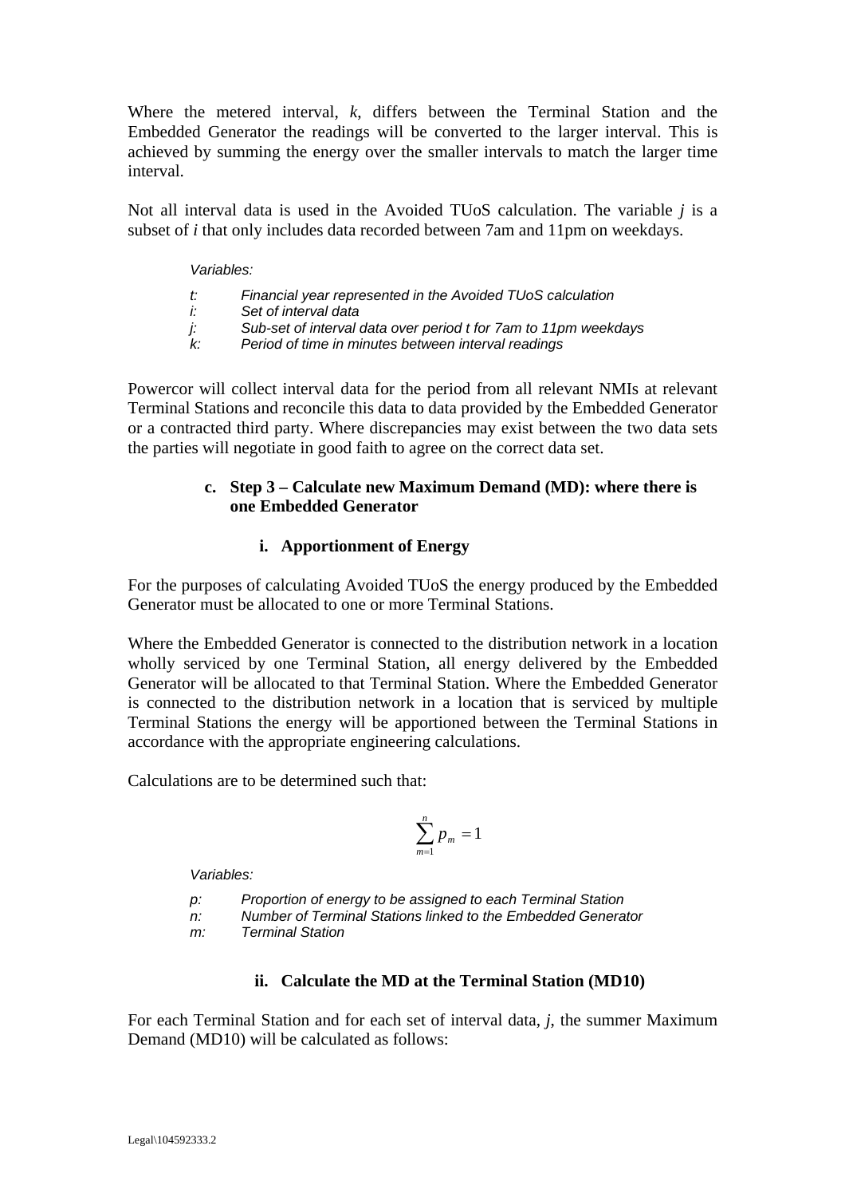Where the metered interval, *k*, differs between the Terminal Station and the Embedded Generator the readings will be converted to the larger interval. This is achieved by summing the energy over the smaller intervals to match the larger time interval.

Not all interval data is used in the Avoided TUoS calculation. The variable *j* is a subset of *i* that only includes data recorded between 7am and 11pm on weekdays.

*Variables:*

*t:* *Financial year represented in the Avoided TUoS calculation*
*i:* *Set of interval data*
*j:* *Sub-set of interval data over period t for 7am to 11pm weekdays*
*k:* *Period of time in minutes between interval readings*

Powercor will collect interval data for the period from all relevant NMIs at relevant Terminal Stations and reconcile this data to data provided by the Embedded Generator or a contracted third party. Where discrepancies may exist between the two data sets the parties will negotiate in good faith to agree on the correct data set.

### c. Step 3 – Calculate new Maximum Demand (MD): where there is one Embedded Generator

#### i. Apportionment of Energy

For the purposes of calculating Avoided TUoS the energy produced by the Embedded Generator must be allocated to one or more Terminal Stations.

Where the Embedded Generator is connected to the distribution network in a location wholly serviced by one Terminal Station, all energy delivered by the Embedded Generator will be allocated to that Terminal Station. Where the Embedded Generator is connected to the distribution network in a location that is serviced by multiple Terminal Stations the energy will be apportioned between the Terminal Stations in accordance with the appropriate engineering calculations.

Calculations are to be determined such that:

$$\sum_{m=1}^{n} p_m = 1$$

*Variables:*

*p:* *Proportion of energy to be assigned to each Terminal Station*
*n:* *Number of Terminal Stations linked to the Embedded Generator*
*m:* *Terminal Station*

#### ii. Calculate the MD at the Terminal Station (MD10)

For each Terminal Station and for each set of interval data, *j*, the summer Maximum Demand (MD10) will be calculated as follows: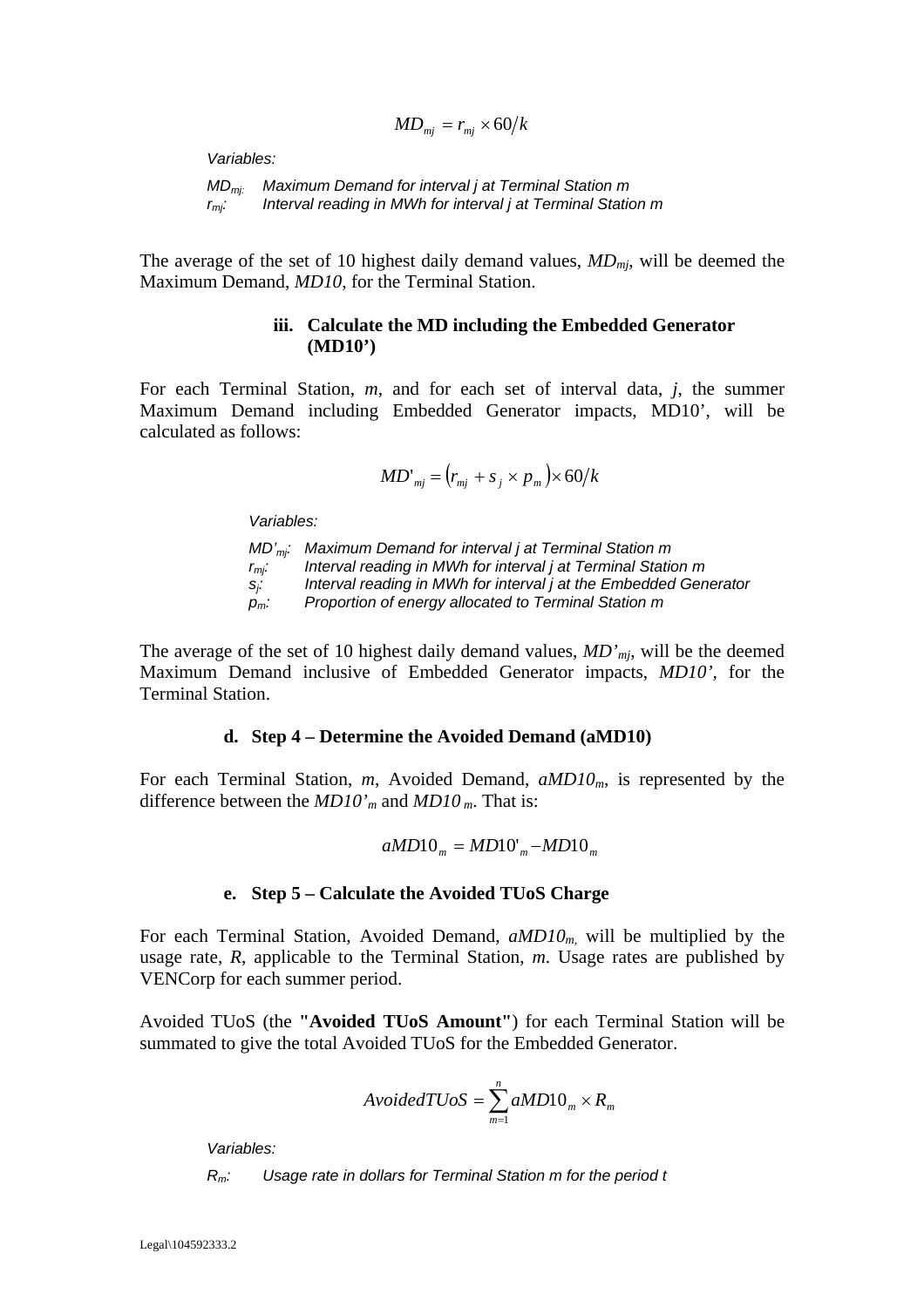$$MD_{mj} = r_{mj} \times 60/k$$

*Variables:*

*$MD_{mj}$:* *Maximum Demand for interval j at Terminal Station m*
*$r_{mj}$:* *Interval reading in MWh for interval j at Terminal Station m*

The average of the set of 10 highest daily demand values, $MD_{mj}$, will be deemed the Maximum Demand, *MD10*, for the Terminal Station.

**iii. Calculate the MD including the Embedded Generator (MD10')**

For each Terminal Station, *m*, and for each set of interval data, *j*, the summer Maximum Demand including Embedded Generator impacts, MD10', will be calculated as follows:

$$MD'_{mj} = \left(r_{mj} + s_j \times p_m\right) \times 60/k$$

*Variables:*

*$MD'_{mj}$:* *Maximum Demand for interval j at Terminal Station m*
*$r_{mj}$:* *Interval reading in MWh for interval j at Terminal Station m*
*$s_j$:* *Interval reading in MWh for interval j at the Embedded Generator*
*$p_m$:* *Proportion of energy allocated to Terminal Station m*

The average of the set of 10 highest daily demand values, $MD'_{mj}$, will be the deemed Maximum Demand inclusive of Embedded Generator impacts, *MD10'*, for the Terminal Station.

**d. Step 4 – Determine the Avoided Demand (aMD10)**

For each Terminal Station, *m*, Avoided Demand, $aMD10_m$, is represented by the difference between the $MD10'_m$ and $MD10_m$. That is:

$$aMD10_m = MD10'_m - MD10_m$$

**e. Step 5 – Calculate the Avoided TUoS Charge**

For each Terminal Station, Avoided Demand, $aMD10_m$, will be multiplied by the usage rate, *R*, applicable to the Terminal Station, *m*. Usage rates are published by VENCorp for each summer period.

Avoided TUoS (the **"Avoided TUoS Amount"**) for each Terminal Station will be summated to give the total Avoided TUoS for the Embedded Generator.

$$AvoidedTUoS = \sum_{m=1}^{n} aMD10_m \times R_m$$

*Variables:*

*$R_m$:* *Usage rate in dollars for Terminal Station m for the period t*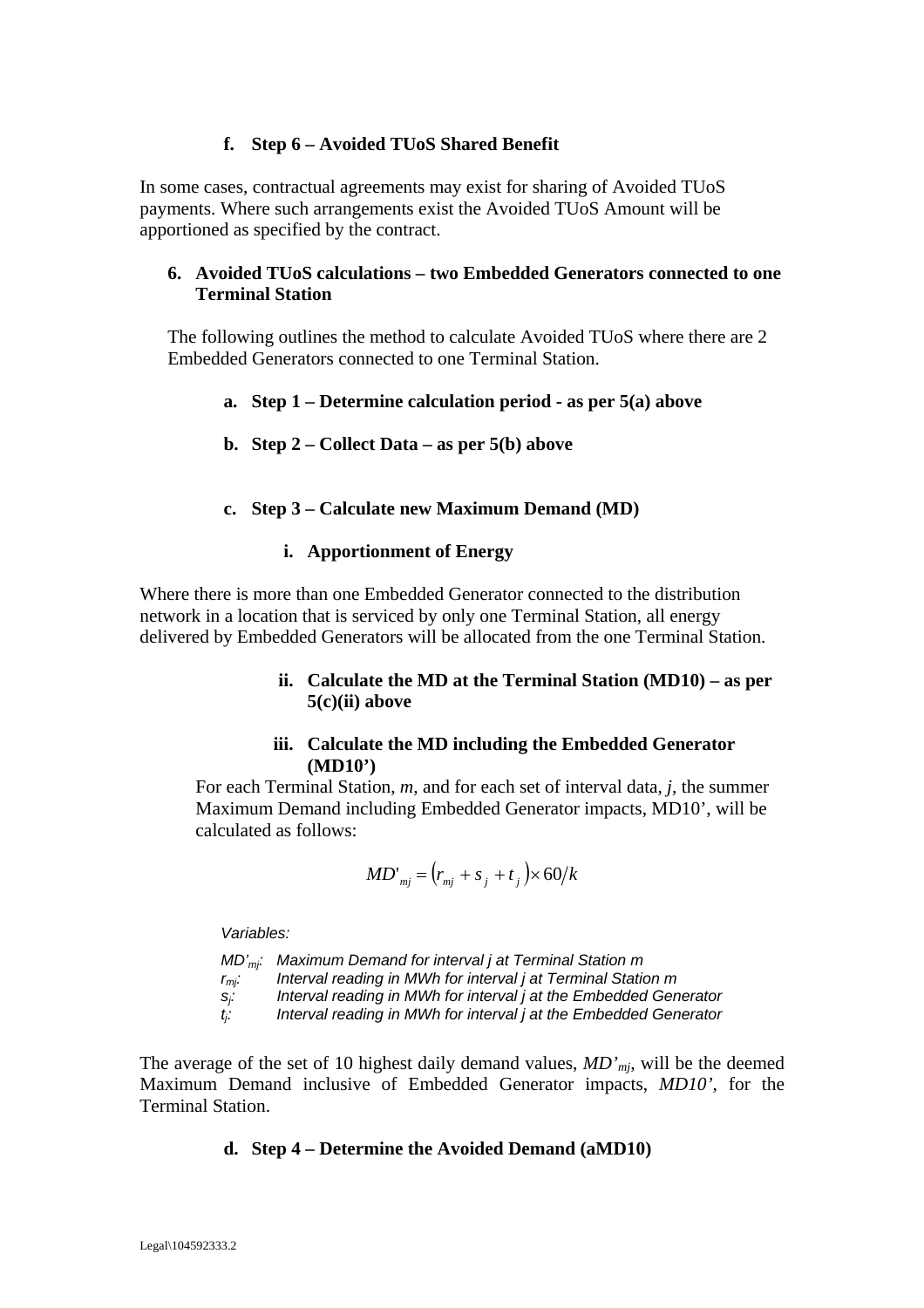#### f. Step 6 – Avoided TUoS Shared Benefit

In some cases, contractual agreements may exist for sharing of Avoided TUoS payments. Where such arrangements exist the Avoided TUoS Amount will be apportioned as specified by the contract.

### 6. Avoided TUoS calculations – two Embedded Generators connected to one Terminal Station

The following outlines the method to calculate Avoided TUoS where there are 2 Embedded Generators connected to one Terminal Station.

#### a. Step 1 – Determine calculation period - as per 5(a) above

#### b. Step 2 – Collect Data – as per 5(b) above

#### c. Step 3 – Calculate new Maximum Demand (MD)

##### i. Apportionment of Energy

Where there is more than one Embedded Generator connected to the distribution network in a location that is serviced by only one Terminal Station, all energy delivered by Embedded Generators will be allocated from the one Terminal Station.

##### ii. Calculate the MD at the Terminal Station (MD10) – as per 5(c)(ii) above

##### iii. Calculate the MD including the Embedded Generator (MD10')

For each Terminal Station, *m*, and for each set of interval data, *j*, the summer Maximum Demand including Embedded Generator impacts, MD10', will be calculated as follows:

$$MD'_{mj} = \left(r_{mj} + s_j + t_j\right) \times 60/k$$

*Variables:*

- $MD'_{mj}$: *Maximum Demand for interval j at Terminal Station m*
- $r_{mj}$: *Interval reading in MWh for interval j at Terminal Station m*
- $s_j$: *Interval reading in MWh for interval j at the Embedded Generator*
- $t_j$: *Interval reading in MWh for interval j at the Embedded Generator*

The average of the set of 10 highest daily demand values, $MD'_{mj}$, will be the deemed Maximum Demand inclusive of Embedded Generator impacts, *MD10'*, for the Terminal Station.

#### d. Step 4 – Determine the Avoided Demand (aMD10)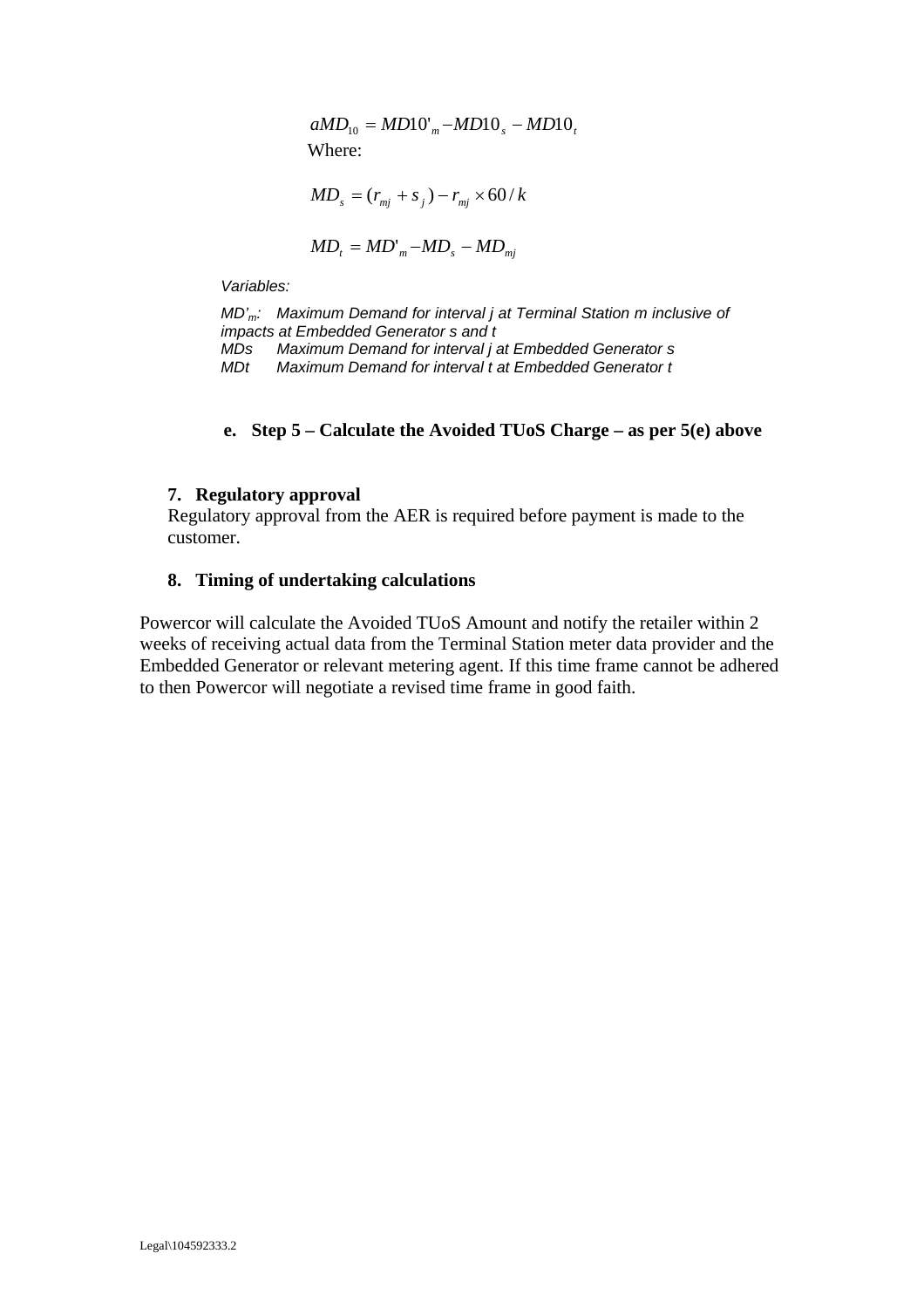$$aMD_{10} = MD10'_m - MD10_s - MD10_t$$

Where:

$$MD_s = (r_{mj} + s_j) - r_{mj} \times 60 / k$$

$$MD_t = MD'_m - MD_s - MD_{mj}$$

*Variables:*

*$MD'_m$: Maximum Demand for interval j at Terminal Station m inclusive of impacts at Embedded Generator s and t*
*MDs Maximum Demand for interval j at Embedded Generator s*
*MDt Maximum Demand for interval t at Embedded Generator t*

**e. Step 5 – Calculate the Avoided TUoS Charge – as per 5(e) above**

**7. Regulatory approval**

Regulatory approval from the AER is required before payment is made to the customer.

**8. Timing of undertaking calculations**

Powercor will calculate the Avoided TUoS Amount and notify the retailer within 2 weeks of receiving actual data from the Terminal Station meter data provider and the Embedded Generator or relevant metering agent. If this time frame cannot be adhered to then Powercor will negotiate a revised time frame in good faith.